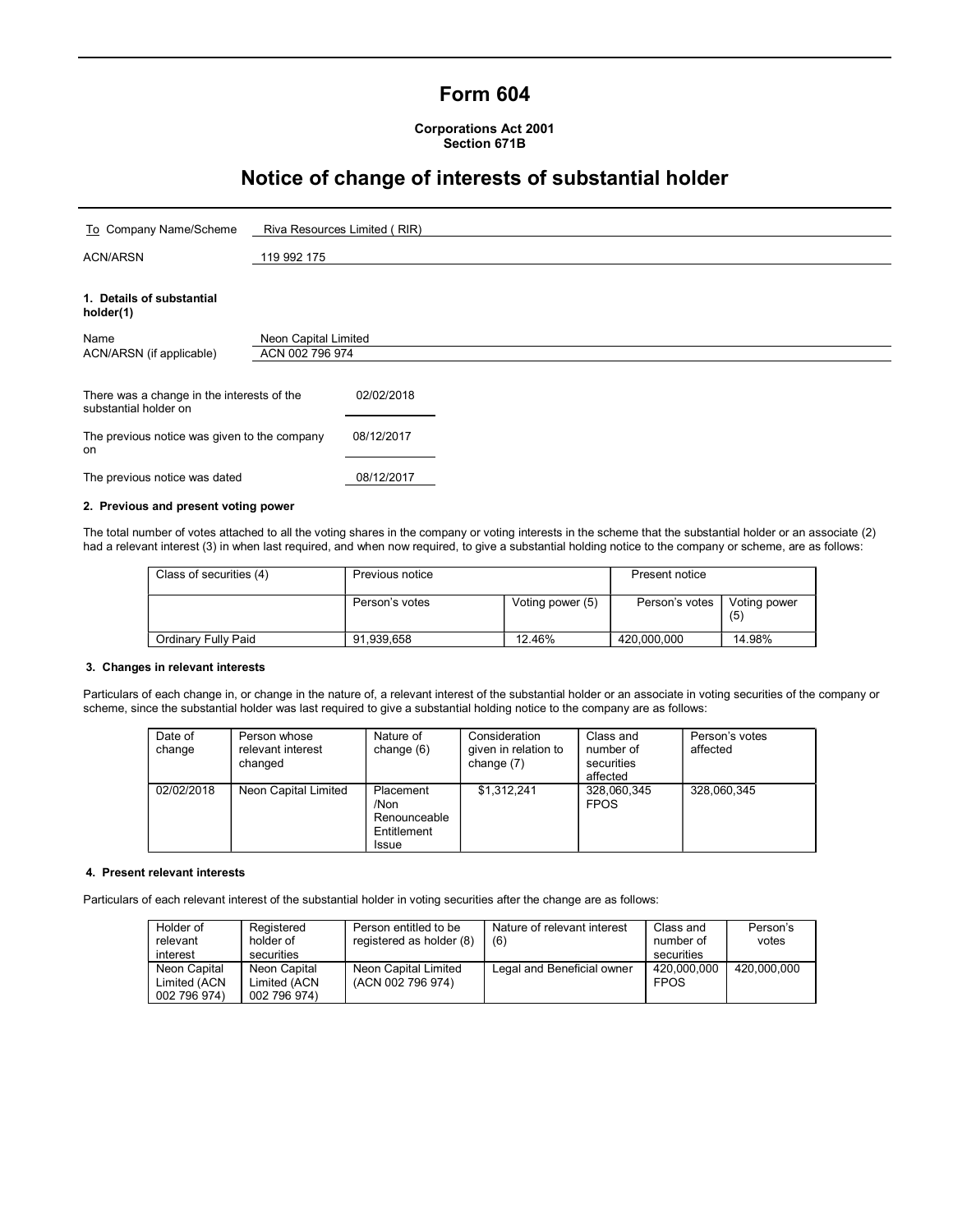# Form 604

**Corporations Act 2001**
**Section 671B**

## Notice of change of interests of substantial holder

| | |
|---|---|
| To Company Name/Scheme | Riva Resources Limited ( RIR) |
| ACN/ARSN | 119 992 175 |

**1. Details of substantial holder(1)**

| | |
|---|---|
| Name | Neon Capital Limited |
| ACN/ARSN (if applicable) | ACN 002 796 974 |

| | |
|---|---|
| There was a change in the interests of the substantial holder on | 02/02/2018 |
| The previous notice was given to the company on | 08/12/2017 |
| The previous notice was dated | 08/12/2017 |

**2. Previous and present voting power**

The total number of votes attached to all the voting shares in the company or voting interests in the scheme that the substantial holder or an associate (2) had a relevant interest (3) in when last required, and when now required, to give a substantial holding notice to the company or scheme, are as follows:

| Class of securities (4) | Previous notice | | Present notice | |
|---|---|---|---|---|
| | Person's votes | Voting power (5) | Person's votes | Voting power (5) |
| Ordinary Fully Paid | 91,939,658 | 12.46% | 420,000,000 | 14.98% |

**3. Changes in relevant interests**

Particulars of each change in, or change in the nature of, a relevant interest of the substantial holder or an associate in voting securities of the company or scheme, since the substantial holder was last required to give a substantial holding notice to the company are as follows:

| Date of change | Person whose relevant interest changed | Nature of change (6) | Consideration given in relation to change (7) | Class and number of securities affected | Person's votes affected |
|---|---|---|---|---|---|
| 02/02/2018 | Neon Capital Limited | Placement /Non Renounceable Entitlement Issue | $1,312,241 | 328,060,345 FPOS | 328,060,345 |

**4. Present relevant interests**

Particulars of each relevant interest of the substantial holder in voting securities after the change are as follows:

| Holder of relevant interest | Registered holder of securities | Person entitled to be registered as holder (8) | Nature of relevant interest (6) | Class and number of securities | Person's votes |
|---|---|---|---|---|---|
| Neon Capital Limited (ACN 002 796 974) | Neon Capital Limited (ACN 002 796 974) | Neon Capital Limited (ACN 002 796 974) | Legal and Beneficial owner | 420,000,000 FPOS | 420,000,000 |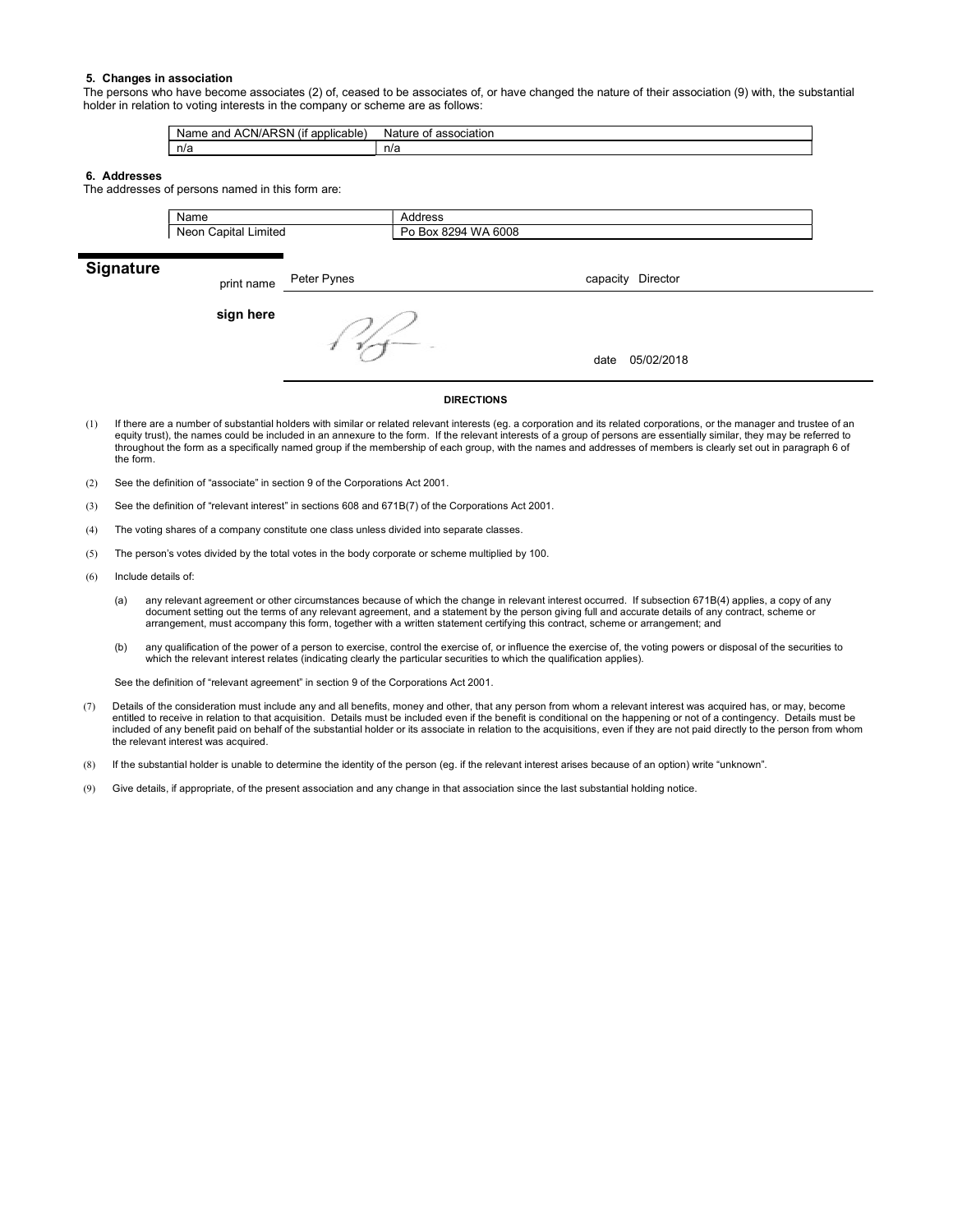### 5. Changes in association

The persons who have become associates (2) of, ceased to be associates of, or have changed the nature of their association (9) with, the substantial holder in relation to voting interests in the company or scheme are as follows:

| Name and ACN/ARSN (if applicable) | Nature of association |
|---|---|
| n/a | n/a |

### 6. Addresses

The addresses of persons named in this form are:

| Name | Address |
|---|---|
| Neon Capital Limited | Po Box 8294 WA 6008 |

## Signature

print name Peter Pynes capacity Director

**sign here**

date 05/02/2018

**DIRECTIONS**

(1) If there are a number of substantial holders with similar or related relevant interests (eg. a corporation and its related corporations, or the manager and trustee of an equity trust), the names could be included in an annexure to the form. If the relevant interests of a group of persons are essentially similar, they may be referred to throughout the form as a specifically named group if the membership of each group, with the names and addresses of members is clearly set out in paragraph 6 of the form.

(2) See the definition of "associate" in section 9 of the Corporations Act 2001.

(3) See the definition of "relevant interest" in sections 608 and 671B(7) of the Corporations Act 2001.

(4) The voting shares of a company constitute one class unless divided into separate classes.

(5) The person's votes divided by the total votes in the body corporate or scheme multiplied by 100.

(6) Include details of:

(a) any relevant agreement or other circumstances because of which the change in relevant interest occurred. If subsection 671B(4) applies, a copy of any document setting out the terms of any relevant agreement, and a statement by the person giving full and accurate details of any contract, scheme or arrangement, must accompany this form, together with a written statement certifying this contract, scheme or arrangement; and

(b) any qualification of the power of a person to exercise, control the exercise of, or influence the exercise of, the voting powers or disposal of the securities to which the relevant interest relates (indicating clearly the particular securities to which the qualification applies).

See the definition of "relevant agreement" in section 9 of the Corporations Act 2001.

(7) Details of the consideration must include any and all benefits, money and other, that any person from whom a relevant interest was acquired has, or may, become entitled to receive in relation to that acquisition. Details must be included even if the benefit is conditional on the happening or not of a contingency. Details must be included of any benefit paid on behalf of the substantial holder or its associate in relation to the acquisitions, even if they are not paid directly to the person from whom the relevant interest was acquired.

(8) If the substantial holder is unable to determine the identity of the person (eg. if the relevant interest arises because of an option) write "unknown".

(9) Give details, if appropriate, of the present association and any change in that association since the last substantial holding notice.